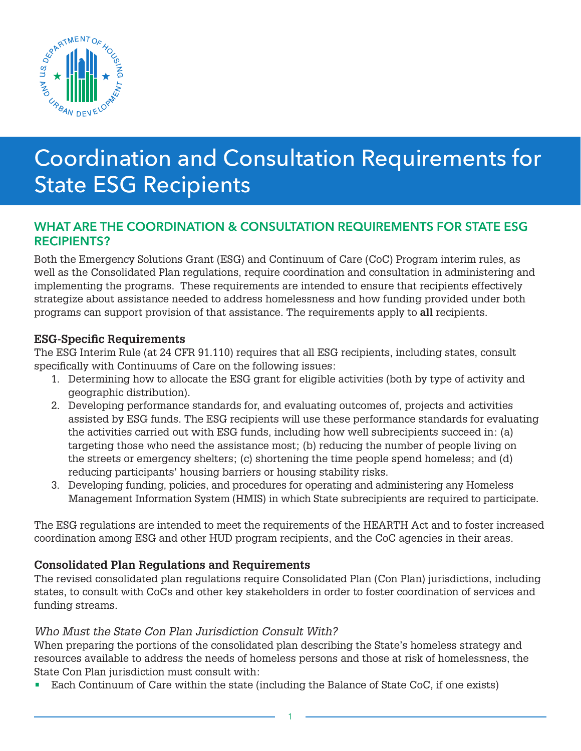# Coordination and Consultation Requirements for State ESG Recipients

## WHAT ARE THE COORDINATION & CONSULTATION REQUIREMENTS FOR STATE ESG RECIPIENTS?

Both the Emergency Solutions Grant (ESG) and Continuum of Care (CoC) Program interim rules, as well as the Consolidated Plan regulations, require coordination and consultation in administering and implementing the programs. These requirements are intended to ensure that recipients effectively strategize about assistance needed to address homelessness and how funding provided under both programs can support provision of that assistance. The requirements apply to **all** recipients.

### ESG-Specific Requirements

The ESG Interim Rule (at 24 CFR 91.110) requires that all ESG recipients, including states, consult specifically with Continuums of Care on the following issues:

1. Determining how to allocate the ESG grant for eligible activities (both by type of activity and geographic distribution).
2. Developing performance standards for, and evaluating outcomes of, projects and activities assisted by ESG funds. The ESG recipients will use these performance standards for evaluating the activities carried out with ESG funds, including how well subrecipients succeed in: (a) targeting those who need the assistance most; (b) reducing the number of people living on the streets or emergency shelters; (c) shortening the time people spend homeless; and (d) reducing participants' housing barriers or housing stability risks.
3. Developing funding, policies, and procedures for operating and administering any Homeless Management Information System (HMIS) in which State subrecipients are required to participate.

The ESG regulations are intended to meet the requirements of the HEARTH Act and to foster increased coordination among ESG and other HUD program recipients, and the CoC agencies in their areas.

### Consolidated Plan Regulations and Requirements

The revised consolidated plan regulations require Consolidated Plan (Con Plan) jurisdictions, including states, to consult with CoCs and other key stakeholders in order to foster coordination of services and funding streams.

*Who Must the State Con Plan Jurisdiction Consult With?*

When preparing the portions of the consolidated plan describing the State's homeless strategy and resources available to address the needs of homeless persons and those at risk of homelessness, the State Con Plan jurisdiction must consult with:

- Each Continuum of Care within the state (including the Balance of State CoC, if one exists)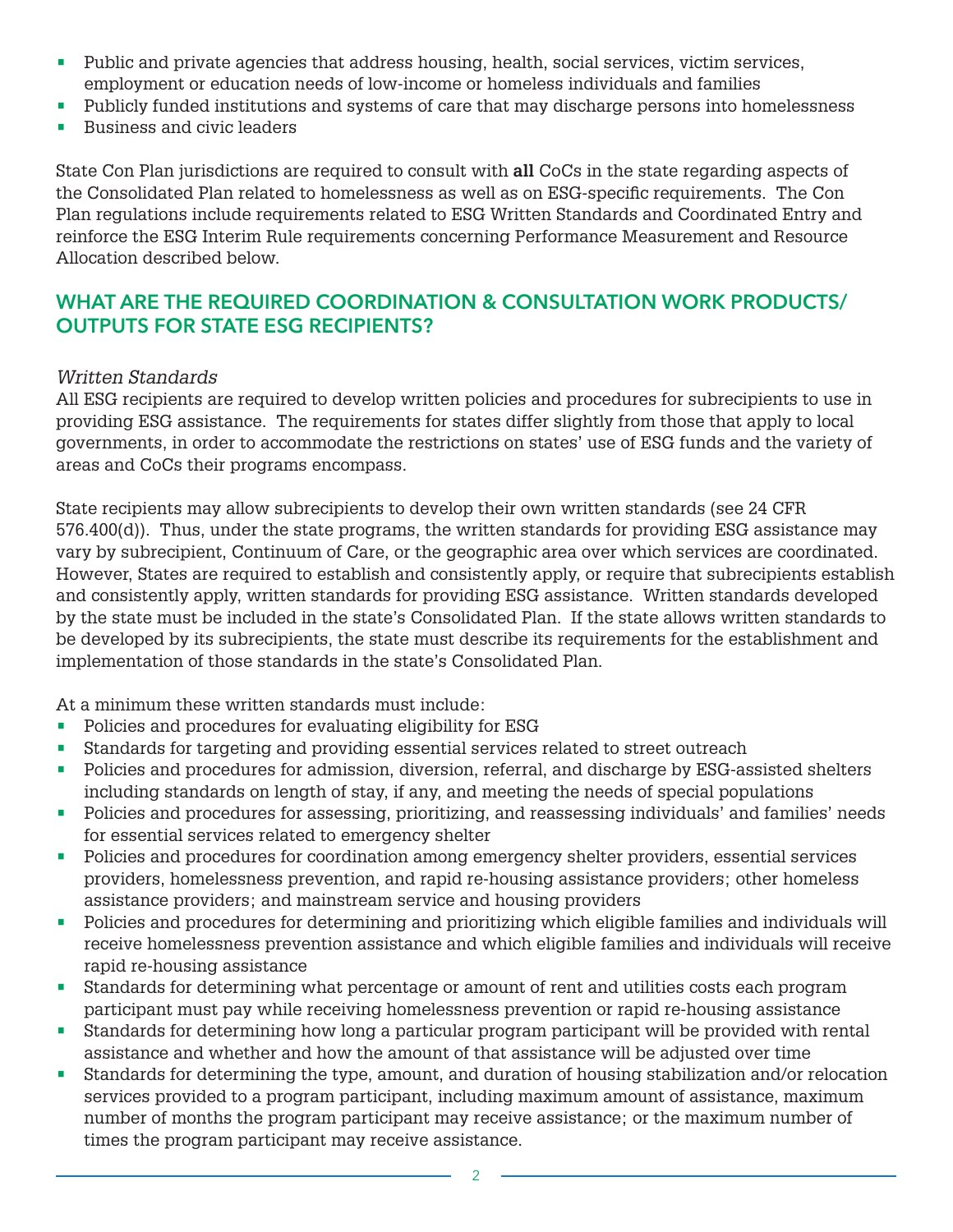- Public and private agencies that address housing, health, social services, victim services, employment or education needs of low-income or homeless individuals and families
- Publicly funded institutions and systems of care that may discharge persons into homelessness
- Business and civic leaders

State Con Plan jurisdictions are required to consult with **all** CoCs in the state regarding aspects of the Consolidated Plan related to homelessness as well as on ESG-specific requirements. The Con Plan regulations include requirements related to ESG Written Standards and Coordinated Entry and reinforce the ESG Interim Rule requirements concerning Performance Measurement and Resource Allocation described below.

## WHAT ARE THE REQUIRED COORDINATION & CONSULTATION WORK PRODUCTS/ OUTPUTS FOR STATE ESG RECIPIENTS?

*Written Standards*

All ESG recipients are required to develop written policies and procedures for subrecipients to use in providing ESG assistance. The requirements for states differ slightly from those that apply to local governments, in order to accommodate the restrictions on states' use of ESG funds and the variety of areas and CoCs their programs encompass.

State recipients may allow subrecipients to develop their own written standards (see 24 CFR 576.400(d)). Thus, under the state programs, the written standards for providing ESG assistance may vary by subrecipient, Continuum of Care, or the geographic area over which services are coordinated. However, States are required to establish and consistently apply, or require that subrecipients establish and consistently apply, written standards for providing ESG assistance. Written standards developed by the state must be included in the state's Consolidated Plan. If the state allows written standards to be developed by its subrecipients, the state must describe its requirements for the establishment and implementation of those standards in the state's Consolidated Plan.

At a minimum these written standards must include:

- Policies and procedures for evaluating eligibility for ESG
- Standards for targeting and providing essential services related to street outreach
- Policies and procedures for admission, diversion, referral, and discharge by ESG-assisted shelters including standards on length of stay, if any, and meeting the needs of special populations
- Policies and procedures for assessing, prioritizing, and reassessing individuals' and families' needs for essential services related to emergency shelter
- Policies and procedures for coordination among emergency shelter providers, essential services providers, homelessness prevention, and rapid re-housing assistance providers; other homeless assistance providers; and mainstream service and housing providers
- Policies and procedures for determining and prioritizing which eligible families and individuals will receive homelessness prevention assistance and which eligible families and individuals will receive rapid re-housing assistance
- Standards for determining what percentage or amount of rent and utilities costs each program participant must pay while receiving homelessness prevention or rapid re-housing assistance
- Standards for determining how long a particular program participant will be provided with rental assistance and whether and how the amount of that assistance will be adjusted over time
- Standards for determining the type, amount, and duration of housing stabilization and/or relocation services provided to a program participant, including maximum amount of assistance, maximum number of months the program participant may receive assistance; or the maximum number of times the program participant may receive assistance.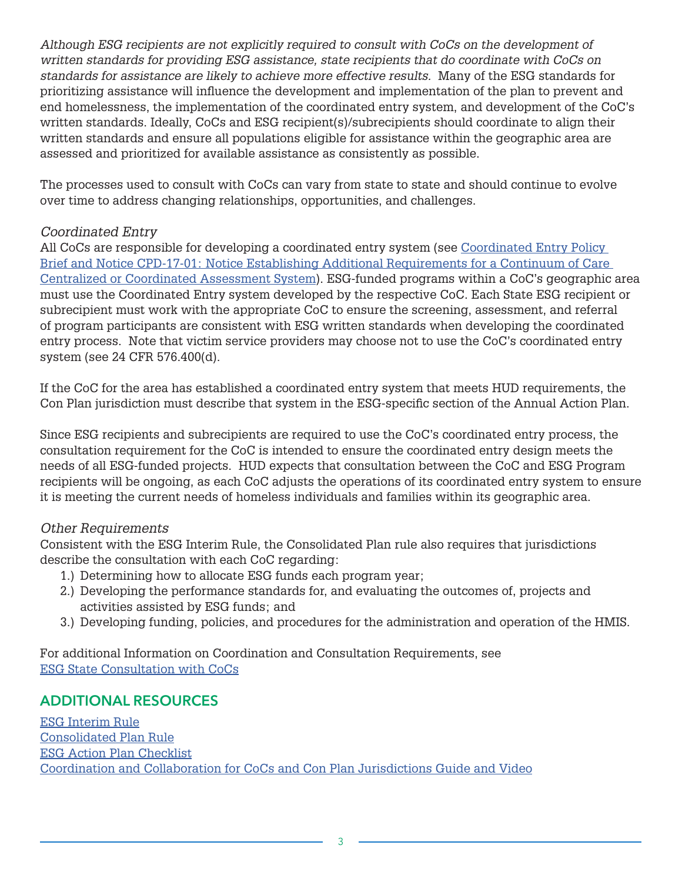*Although ESG recipients are not explicitly required to consult with CoCs on the development of written standards for providing ESG assistance, state recipients that do coordinate with CoCs on standards for assistance are likely to achieve more effective results.* Many of the ESG standards for prioritizing assistance will influence the development and implementation of the plan to prevent and end homelessness, the implementation of the coordinated entry system, and development of the CoC's written standards. Ideally, CoCs and ESG recipient(s)/subrecipients should coordinate to align their written standards and ensure all populations eligible for assistance within the geographic area are assessed and prioritized for available assistance as consistently as possible.

The processes used to consult with CoCs can vary from state to state and should continue to evolve over time to address changing relationships, opportunities, and challenges.

*Coordinated Entry*

All CoCs are responsible for developing a coordinated entry system (see Coordinated Entry Policy Brief and Notice CPD-17-01: Notice Establishing Additional Requirements for a Continuum of Care Centralized or Coordinated Assessment System). ESG-funded programs within a CoC's geographic area must use the Coordinated Entry system developed by the respective CoC. Each State ESG recipient or subrecipient must work with the appropriate CoC to ensure the screening, assessment, and referral of program participants are consistent with ESG written standards when developing the coordinated entry process. Note that victim service providers may choose not to use the CoC's coordinated entry system (see 24 CFR 576.400(d).

If the CoC for the area has established a coordinated entry system that meets HUD requirements, the Con Plan jurisdiction must describe that system in the ESG-specific section of the Annual Action Plan.

Since ESG recipients and subrecipients are required to use the CoC's coordinated entry process, the consultation requirement for the CoC is intended to ensure the coordinated entry design meets the needs of all ESG-funded projects. HUD expects that consultation between the CoC and ESG Program recipients will be ongoing, as each CoC adjusts the operations of its coordinated entry system to ensure it is meeting the current needs of homeless individuals and families within its geographic area.

*Other Requirements*

Consistent with the ESG Interim Rule, the Consolidated Plan rule also requires that jurisdictions describe the consultation with each CoC regarding:

1.) Determining how to allocate ESG funds each program year;
2.) Developing the performance standards for, and evaluating the outcomes of, projects and activities assisted by ESG funds; and
3.) Developing funding, policies, and procedures for the administration and operation of the HMIS.

For additional Information on Coordination and Consultation Requirements, see ESG State Consultation with CoCs

## ADDITIONAL RESOURCES

ESG Interim Rule
Consolidated Plan Rule
ESG Action Plan Checklist
Coordination and Collaboration for CoCs and Con Plan Jurisdictions Guide and Video